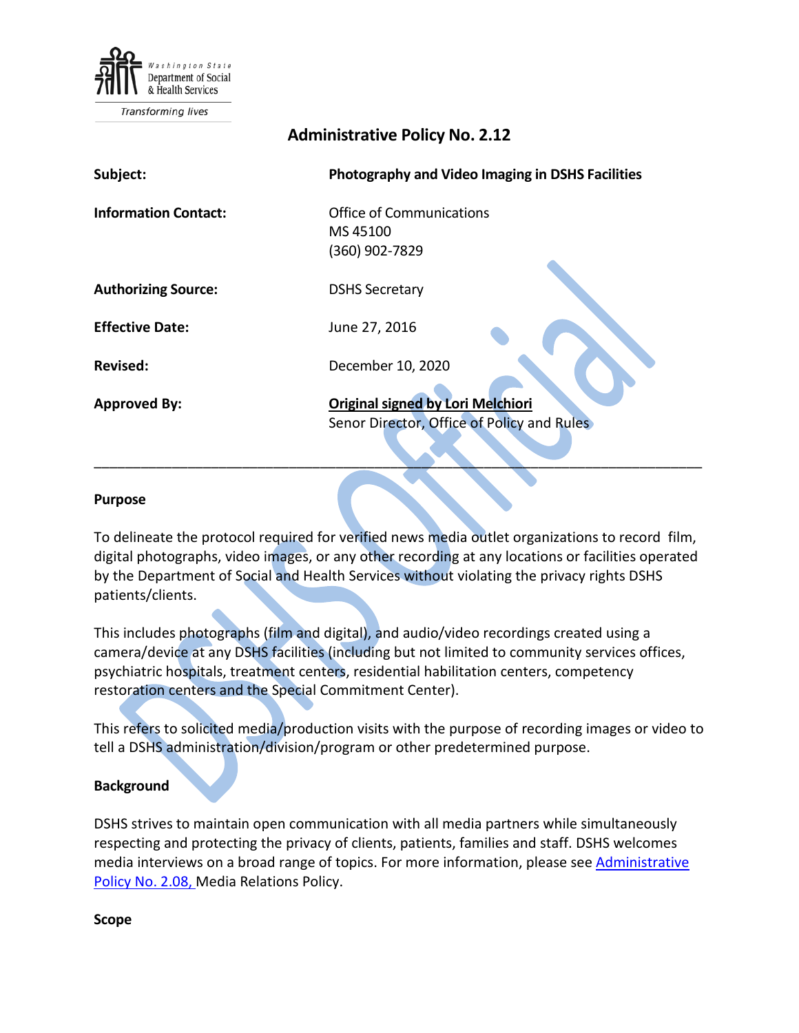Washington State Department of Social & Health Services

*Transforming lives*

# Administrative Policy No. 2.12

| | |
|---|---|
| **Subject:** | **Photography and Video Imaging in DSHS Facilities** |
| **Information Contact:** | Office of Communications<br>MS 45100<br>(360) 902-7829 |
| **Authorizing Source:** | DSHS Secretary |
| **Effective Date:** | June 27, 2016 |
| **Revised:** | December 10, 2020 |
| **Approved By:** | **Original signed by Lori Melchiori**<br>Senor Director, Office of Policy and Rules |

---

## Purpose

To delineate the protocol required for verified news media outlet organizations to record film, digital photographs, video images, or any other recording at any locations or facilities operated by the Department of Social and Health Services without violating the privacy rights DSHS patients/clients.

This includes photographs (film and digital), and audio/video recordings created using a camera/device at any DSHS facilities (including but not limited to community services offices, psychiatric hospitals, treatment centers, residential habilitation centers, competency restoration centers and the Special Commitment Center).

This refers to solicited media/production visits with the purpose of recording images or video to tell a DSHS administration/division/program or other predetermined purpose.

## Background

DSHS strives to maintain open communication with all media partners while simultaneously respecting and protecting the privacy of clients, patients, families and staff. DSHS welcomes media interviews on a broad range of topics. For more information, please see Administrative Policy No. 2.08, Media Relations Policy.

## Scope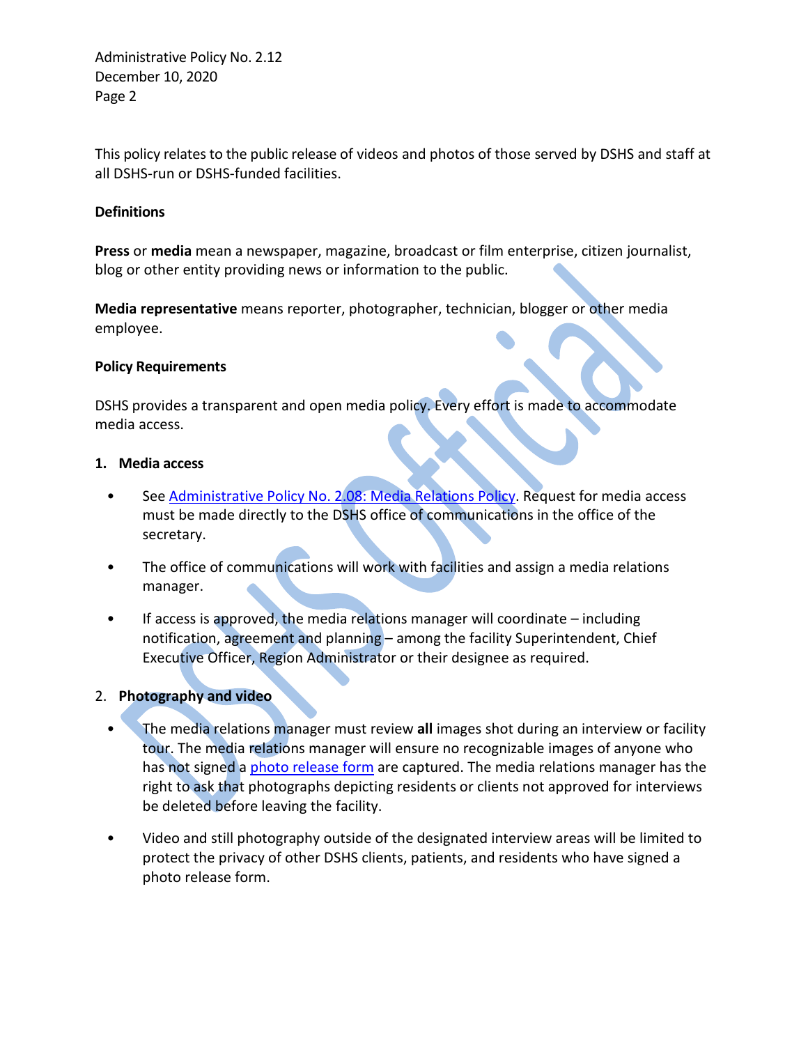This policy relates to the public release of videos and photos of those served by DSHS and staff at all DSHS-run or DSHS-funded facilities.

**Definitions**

**Press** or **media** mean a newspaper, magazine, broadcast or film enterprise, citizen journalist, blog or other entity providing news or information to the public.

**Media representative** means reporter, photographer, technician, blogger or other media employee.

**Policy Requirements**

DSHS provides a transparent and open media policy. Every effort is made to accommodate media access.

1. **Media access**

   - See [Administrative Policy No. 2.08: Media Relations Policy](). Request for media access must be made directly to the DSHS office of communications in the office of the secretary.
   - The office of communications will work with facilities and assign a media relations manager.
   - If access is approved, the media relations manager will coordinate – including notification, agreement and planning – among the facility Superintendent, Chief Executive Officer, Region Administrator or their designee as required.

2. **Photography and video**

   - The media relations manager must review **all** images shot during an interview or facility tour. The media relations manager will ensure no recognizable images of anyone who has not signed a [photo release form]() are captured. The media relations manager has the right to ask that photographs depicting residents or clients not approved for interviews be deleted before leaving the facility.
   - Video and still photography outside of the designated interview areas will be limited to protect the privacy of other DSHS clients, patients, and residents who have signed a photo release form.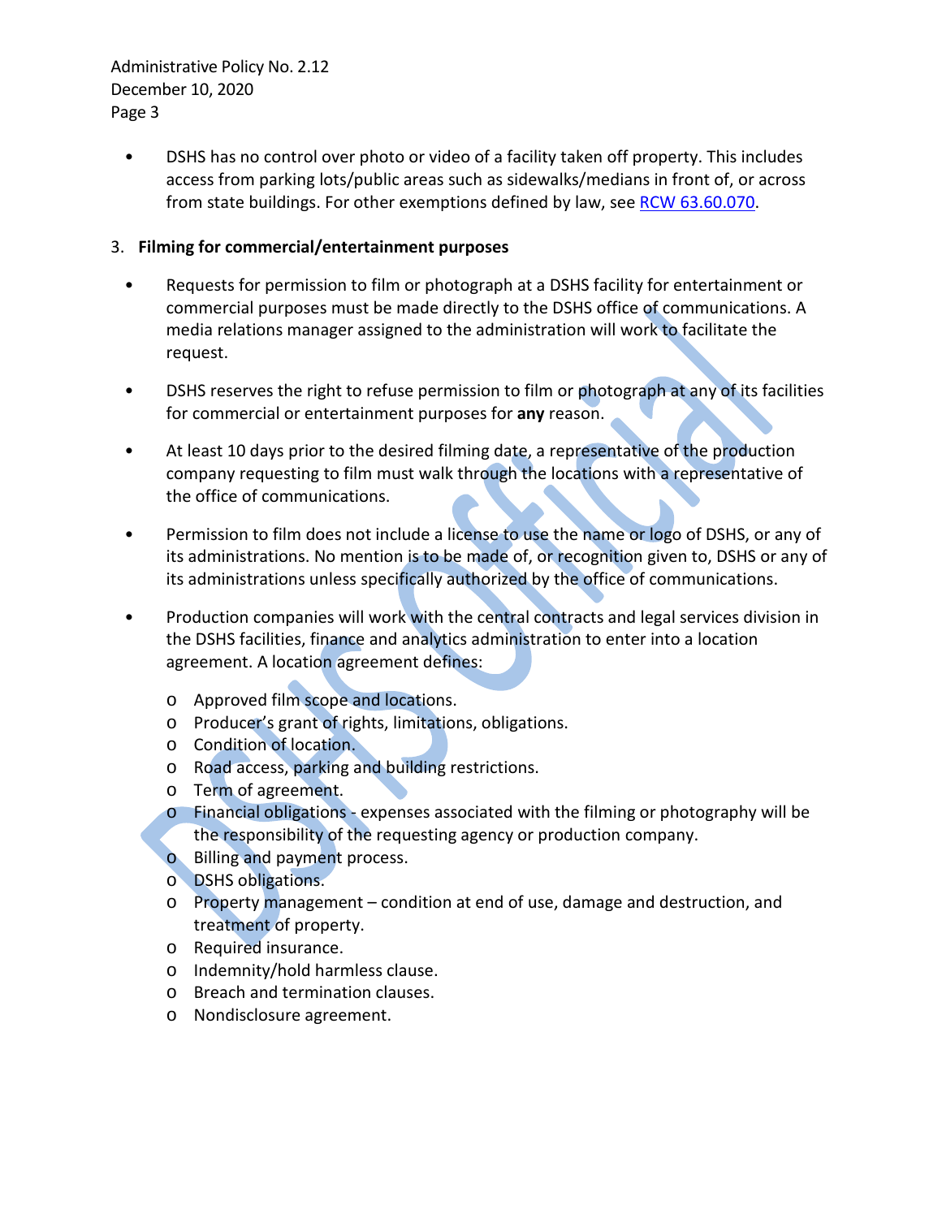- DSHS has no control over photo or video of a facility taken off property. This includes access from parking lots/public areas such as sidewalks/medians in front of, or across from state buildings. For other exemptions defined by law, see RCW 63.60.070.

3. **Filming for commercial/entertainment purposes**

- Requests for permission to film or photograph at a DSHS facility for entertainment or commercial purposes must be made directly to the DSHS office of communications. A media relations manager assigned to the administration will work to facilitate the request.

- DSHS reserves the right to refuse permission to film or photograph at any of its facilities for commercial or entertainment purposes for **any** reason.

- At least 10 days prior to the desired filming date, a representative of the production company requesting to film must walk through the locations with a representative of the office of communications.

- Permission to film does not include a license to use the name or logo of DSHS, or any of its administrations. No mention is to be made of, or recognition given to, DSHS or any of its administrations unless specifically authorized by the office of communications.

- Production companies will work with the central contracts and legal services division in the DSHS facilities, finance and analytics administration to enter into a location agreement. A location agreement defines:
  - Approved film scope and locations.
  - Producer's grant of rights, limitations, obligations.
  - Condition of location.
  - Road access, parking and building restrictions.
  - Term of agreement.
  - Financial obligations - expenses associated with the filming or photography will be the responsibility of the requesting agency or production company.
  - Billing and payment process.
  - DSHS obligations.
  - Property management – condition at end of use, damage and destruction, and treatment of property.
  - Required insurance.
  - Indemnity/hold harmless clause.
  - Breach and termination clauses.
  - Nondisclosure agreement.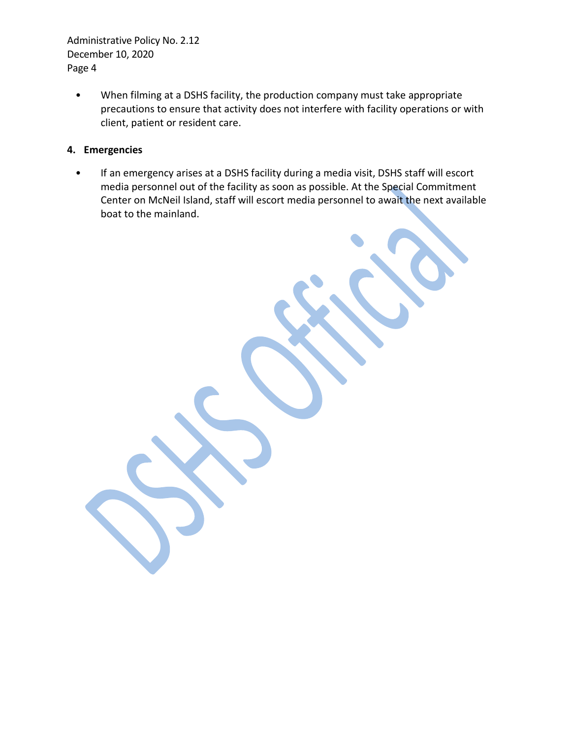- When filming at a DSHS facility, the production company must take appropriate precautions to ensure that activity does not interfere with facility operations or with client, patient or resident care.

**4. Emergencies**

- If an emergency arises at a DSHS facility during a media visit, DSHS staff will escort media personnel out of the facility as soon as possible. At the Special Commitment Center on McNeil Island, staff will escort media personnel to await the next available boat to the mainland.